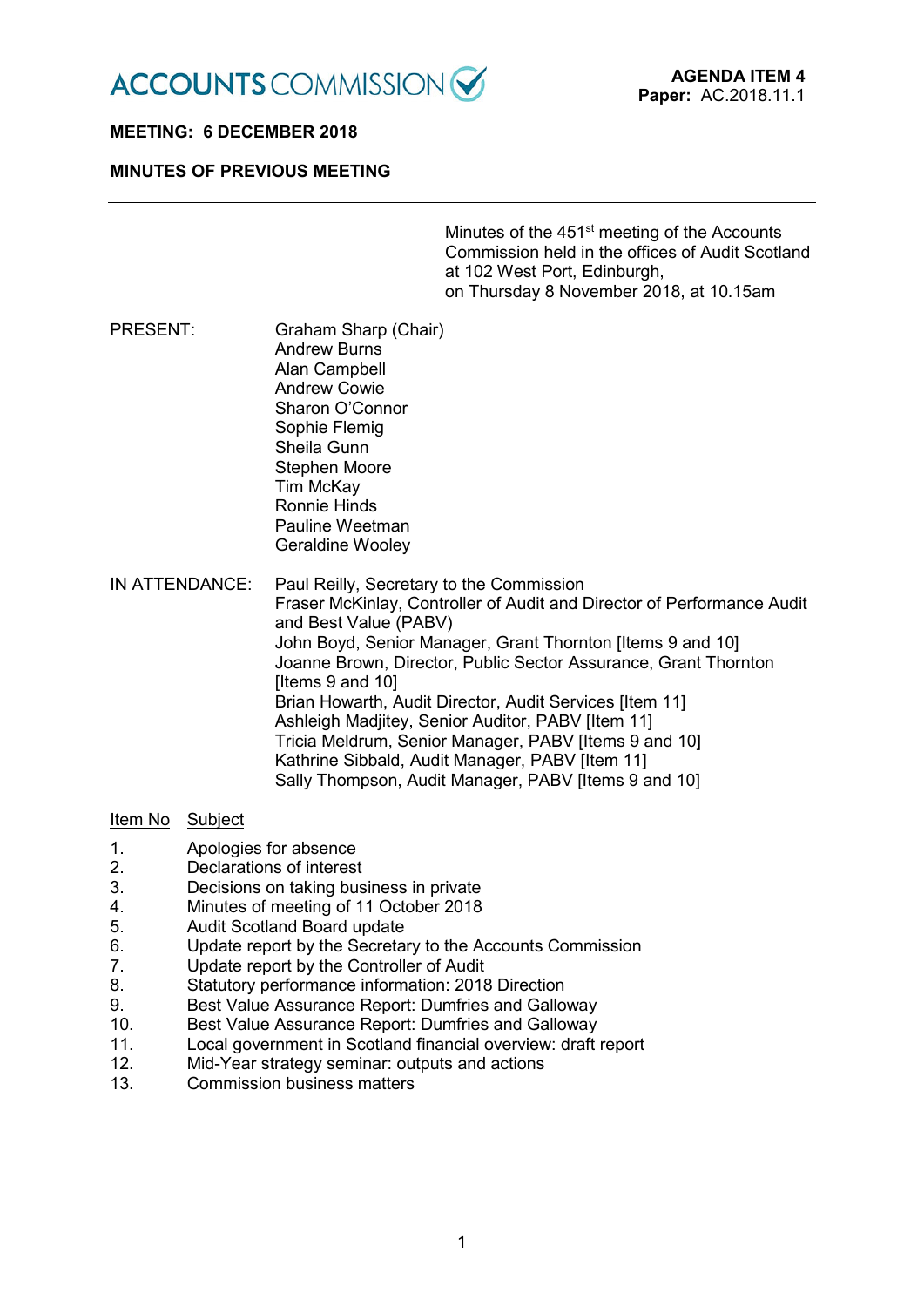ACCOUNTS COMMISSION

**AGENDA ITEM 4**
**Paper:** AC.2018.11.1

**MEETING: 6 DECEMBER 2018**

**MINUTES OF PREVIOUS MEETING**

---

Minutes of the 451st meeting of the Accounts Commission held in the offices of Audit Scotland at 102 West Port, Edinburgh, on Thursday 8 November 2018, at 10.15am

| | |
|---|---|
| PRESENT: | Graham Sharp (Chair)<br>Andrew Burns<br>Alan Campbell<br>Andrew Cowie<br>Sharon O'Connor<br>Sophie Flemig<br>Sheila Gunn<br>Stephen Moore<br>Tim McKay<br>Ronnie Hinds<br>Pauline Weetman<br>Geraldine Wooley |
| IN ATTENDANCE: | Paul Reilly, Secretary to the Commission<br>Fraser McKinlay, Controller of Audit and Director of Performance Audit and Best Value (PABV)<br>John Boyd, Senior Manager, Grant Thornton [Items 9 and 10]<br>Joanne Brown, Director, Public Sector Assurance, Grant Thornton [Items 9 and 10]<br>Brian Howarth, Audit Director, Audit Services [Item 11]<br>Ashleigh Madjitey, Senior Auditor, PABV [Item 11]<br>Tricia Meldrum, Senior Manager, PABV [Items 9 and 10]<br>Kathrine Sibbald, Audit Manager, PABV [Item 11]<br>Sally Thompson, Audit Manager, PABV [Items 9 and 10] |

| Item No | Subject |
|---|---|
| 1. | Apologies for absence |
| 2. | Declarations of interest |
| 3. | Decisions on taking business in private |
| 4. | Minutes of meeting of 11 October 2018 |
| 5. | Audit Scotland Board update |
| 6. | Update report by the Secretary to the Accounts Commission |
| 7. | Update report by the Controller of Audit |
| 8. | Statutory performance information: 2018 Direction |
| 9. | Best Value Assurance Report: Dumfries and Galloway |
| 10. | Best Value Assurance Report: Dumfries and Galloway |
| 11. | Local government in Scotland financial overview: draft report |
| 12. | Mid-Year strategy seminar: outputs and actions |
| 13. | Commission business matters |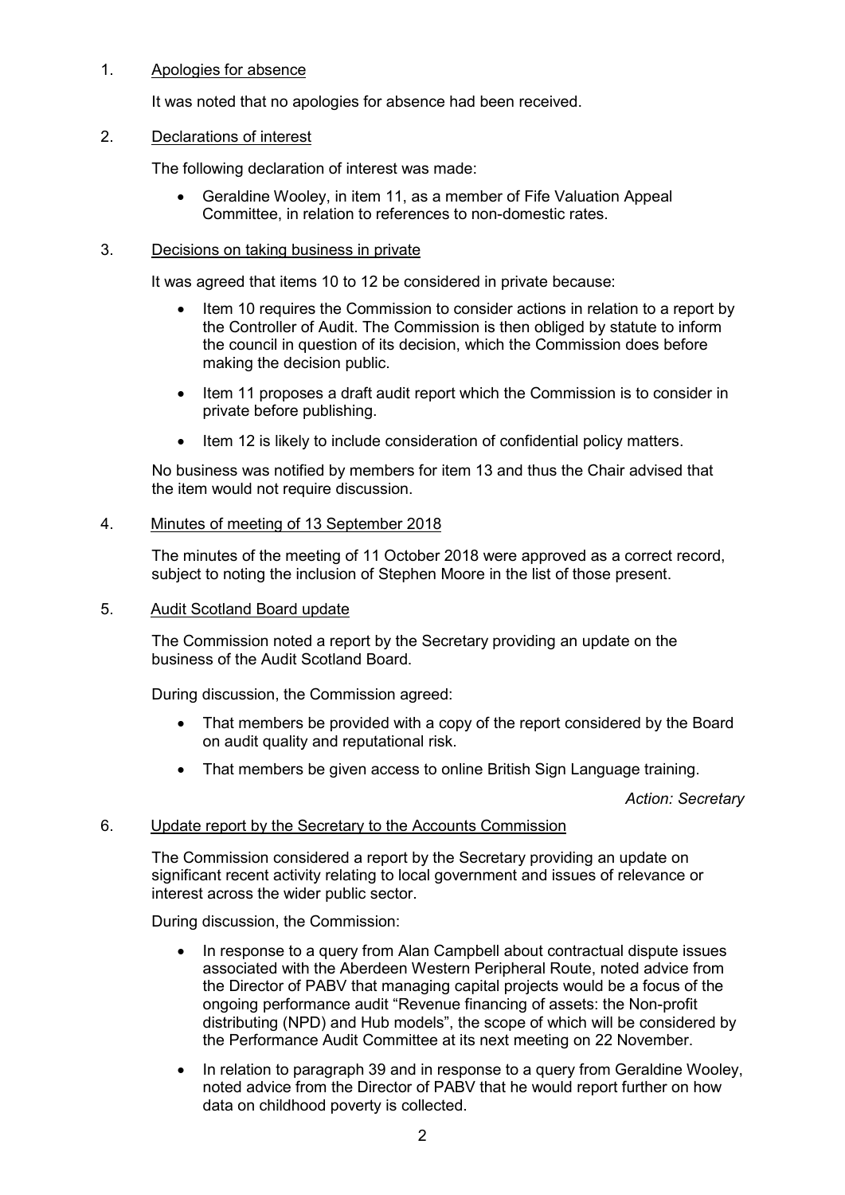1. Apologies for absence

   It was noted that no apologies for absence had been received.

2. Declarations of interest

   The following declaration of interest was made:

   - Geraldine Wooley, in item 11, as a member of Fife Valuation Appeal Committee, in relation to references to non-domestic rates.

3. Decisions on taking business in private

   It was agreed that items 10 to 12 be considered in private because:

   - Item 10 requires the Commission to consider actions in relation to a report by the Controller of Audit. The Commission is then obliged by statute to inform the council in question of its decision, which the Commission does before making the decision public.
   - Item 11 proposes a draft audit report which the Commission is to consider in private before publishing.
   - Item 12 is likely to include consideration of confidential policy matters.

   No business was notified by members for item 13 and thus the Chair advised that the item would not require discussion.

4. Minutes of meeting of 13 September 2018

   The minutes of the meeting of 11 October 2018 were approved as a correct record, subject to noting the inclusion of Stephen Moore in the list of those present.

5. Audit Scotland Board update

   The Commission noted a report by the Secretary providing an update on the business of the Audit Scotland Board.

   During discussion, the Commission agreed:

   - That members be provided with a copy of the report considered by the Board on audit quality and reputational risk.
   - That members be given access to online British Sign Language training.

   *Action: Secretary*

6. Update report by the Secretary to the Accounts Commission

   The Commission considered a report by the Secretary providing an update on significant recent activity relating to local government and issues of relevance or interest across the wider public sector.

   During discussion, the Commission:

   - In response to a query from Alan Campbell about contractual dispute issues associated with the Aberdeen Western Peripheral Route, noted advice from the Director of PABV that managing capital projects would be a focus of the ongoing performance audit "Revenue financing of assets: the Non-profit distributing (NPD) and Hub models", the scope of which will be considered by the Performance Audit Committee at its next meeting on 22 November.
   - In relation to paragraph 39 and in response to a query from Geraldine Wooley, noted advice from the Director of PABV that he would report further on how data on childhood poverty is collected.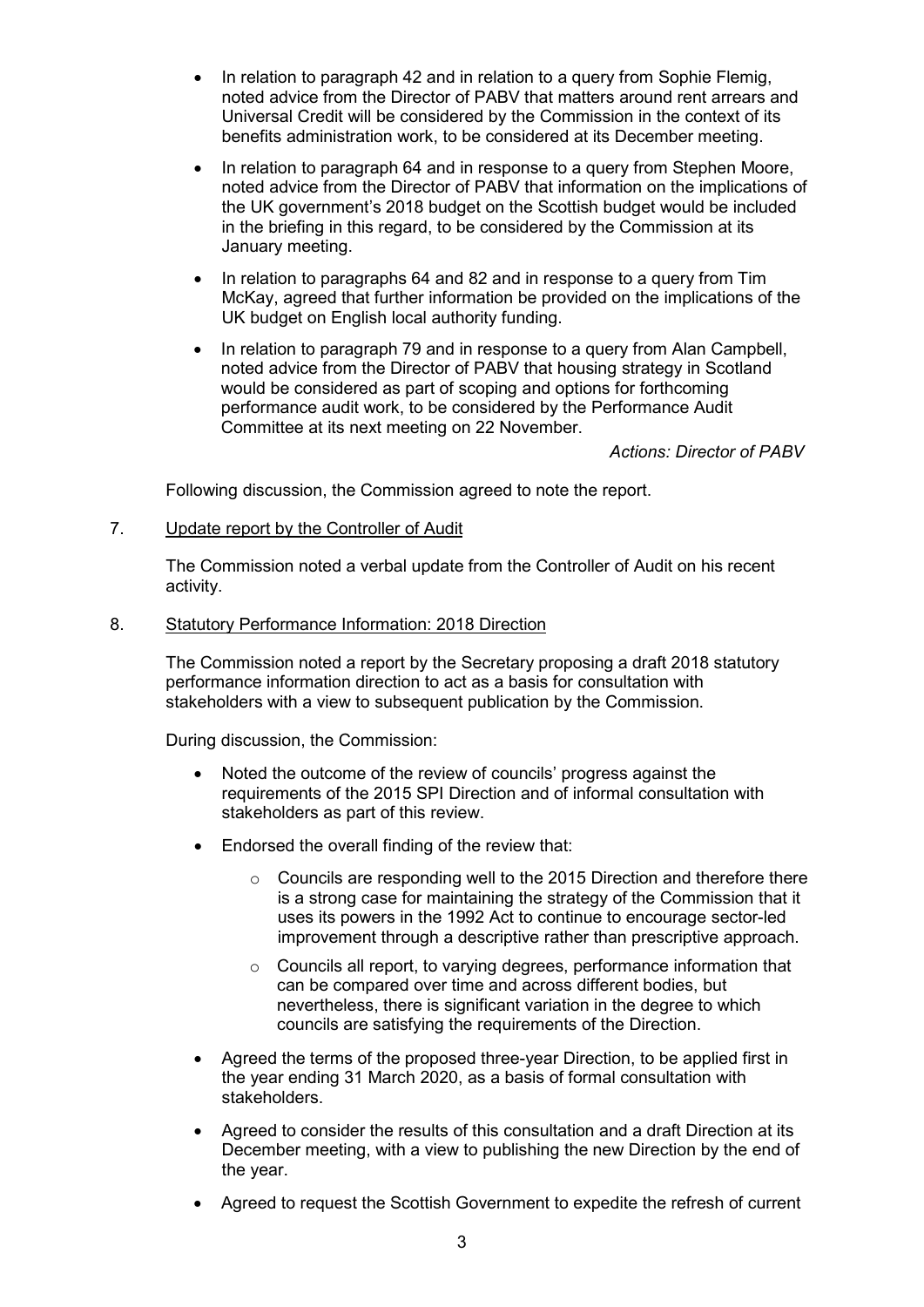- In relation to paragraph 42 and in relation to a query from Sophie Flemig, noted advice from the Director of PABV that matters around rent arrears and Universal Credit will be considered by the Commission in the context of its benefits administration work, to be considered at its December meeting.
- In relation to paragraph 64 and in response to a query from Stephen Moore, noted advice from the Director of PABV that information on the implications of the UK government's 2018 budget on the Scottish budget would be included in the briefing in this regard, to be considered by the Commission at its January meeting.
- In relation to paragraphs 64 and 82 and in response to a query from Tim McKay, agreed that further information be provided on the implications of the UK budget on English local authority funding.
- In relation to paragraph 79 and in response to a query from Alan Campbell, noted advice from the Director of PABV that housing strategy in Scotland would be considered as part of scoping and options for forthcoming performance audit work, to be considered by the Performance Audit Committee at its next meeting on 22 November.

*Actions: Director of PABV*

Following discussion, the Commission agreed to note the report.

7. Update report by the Controller of Audit

The Commission noted a verbal update from the Controller of Audit on his recent activity.

8. Statutory Performance Information: 2018 Direction

The Commission noted a report by the Secretary proposing a draft 2018 statutory performance information direction to act as a basis for consultation with stakeholders with a view to subsequent publication by the Commission.

During discussion, the Commission:

- Noted the outcome of the review of councils' progress against the requirements of the 2015 SPI Direction and of informal consultation with stakeholders as part of this review.
- Endorsed the overall finding of the review that:
  - Councils are responding well to the 2015 Direction and therefore there is a strong case for maintaining the strategy of the Commission that it uses its powers in the 1992 Act to continue to encourage sector-led improvement through a descriptive rather than prescriptive approach.
  - Councils all report, to varying degrees, performance information that can be compared over time and across different bodies, but nevertheless, there is significant variation in the degree to which councils are satisfying the requirements of the Direction.
- Agreed the terms of the proposed three-year Direction, to be applied first in the year ending 31 March 2020, as a basis of formal consultation with stakeholders.
- Agreed to consider the results of this consultation and a draft Direction at its December meeting, with a view to publishing the new Direction by the end of the year.
- Agreed to request the Scottish Government to expedite the refresh of current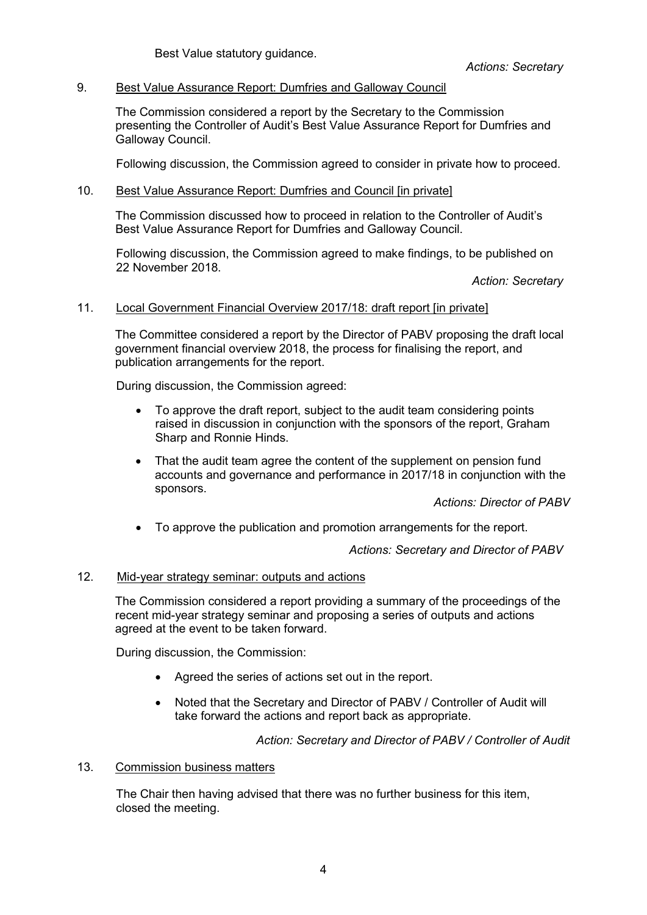Best Value statutory guidance.

*Actions: Secretary*

9. <u>Best Value Assurance Report: Dumfries and Galloway Council</u>

The Commission considered a report by the Secretary to the Commission presenting the Controller of Audit's Best Value Assurance Report for Dumfries and Galloway Council.

Following discussion, the Commission agreed to consider in private how to proceed.

10. <u>Best Value Assurance Report: Dumfries and Council [in private]</u>

The Commission discussed how to proceed in relation to the Controller of Audit's Best Value Assurance Report for Dumfries and Galloway Council.

Following discussion, the Commission agreed to make findings, to be published on 22 November 2018.

*Action: Secretary*

11. <u>Local Government Financial Overview 2017/18: draft report [in private]</u>

The Committee considered a report by the Director of PABV proposing the draft local government financial overview 2018, the process for finalising the report, and publication arrangements for the report.

During discussion, the Commission agreed:

- To approve the draft report, subject to the audit team considering points raised in discussion in conjunction with the sponsors of the report, Graham Sharp and Ronnie Hinds.
- That the audit team agree the content of the supplement on pension fund accounts and governance and performance in 2017/18 in conjunction with the sponsors.

*Actions: Director of PABV*

- To approve the publication and promotion arrangements for the report.

*Actions: Secretary and Director of PABV*

12. <u>Mid-year strategy seminar: outputs and actions</u>

The Commission considered a report providing a summary of the proceedings of the recent mid-year strategy seminar and proposing a series of outputs and actions agreed at the event to be taken forward.

During discussion, the Commission:

- Agreed the series of actions set out in the report.
- Noted that the Secretary and Director of PABV / Controller of Audit will take forward the actions and report back as appropriate.

*Action: Secretary and Director of PABV / Controller of Audit*

13. <u>Commission business matters</u>

The Chair then having advised that there was no further business for this item, closed the meeting.